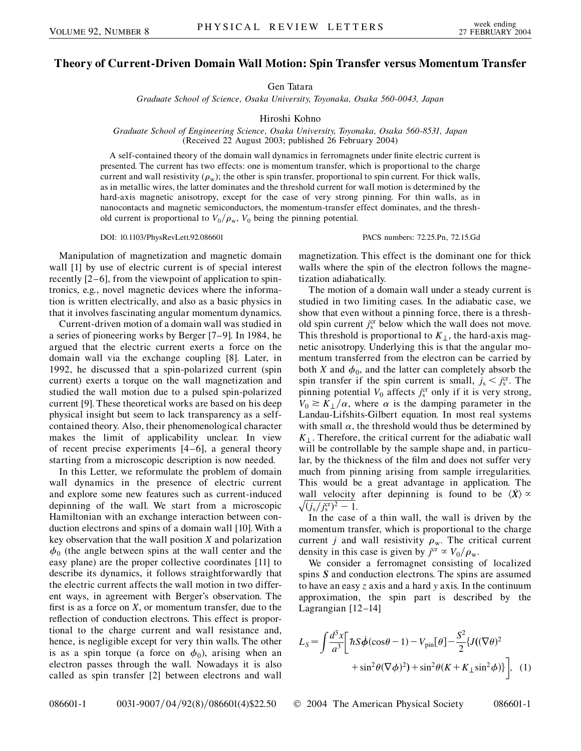# Theory of Current-Driven Domain Wall Motion: Spin Transfer versus Momentum Transfer

Gen Tatara

*Graduate School of Science, Osaka University, Toyonaka, Osaka 560-0043, Japan*

Hiroshi Kohno

*Graduate School of Engineering Science, Osaka University, Toyonaka, Osaka 560-8531, Japan*
(Received 22 August 2003; published 26 February 2004)

A self-contained theory of the domain wall dynamics in ferromagnets under finite electric current is presented. The current has two effects: one is momentum transfer, which is proportional to the charge current and wall resistivity ($\rho_w$); the other is spin transfer, proportional to spin current. For thick walls, as in metallic wires, the latter dominates and the threshold current for wall motion is determined by the hard-axis magnetic anisotropy, except for the case of very strong pinning. For thin walls, as in nanocontacts and magnetic semiconductors, the momentum-transfer effect dominates, and the threshold current is proportional to $V_0/\rho_w$, $V_0$ being the pinning potential.

DOI: 10.1103/PhysRevLett.92.086601 PACS numbers: 72.25.Pn, 72.15.Gd

Manipulation of magnetization and magnetic domain wall [1] by use of electric current is of special interest recently [2–6], from the viewpoint of application to spintronics, e.g., novel magnetic devices where the information is written electrically, and also as a basic physics in that it involves fascinating angular momentum dynamics.

Current-driven motion of a domain wall was studied in a series of pioneering works by Berger [7–9]. In 1984, he argued that the electric current exerts a force on the domain wall via the exchange coupling [8]. Later, in 1992, he discussed that a spin-polarized current (spin current) exerts a torque on the wall magnetization and studied the wall motion due to a pulsed spin-polarized current [9]. These theoretical works are based on his deep physical insight but seem to lack transparency as a self-contained theory. Also, their phenomenological character makes the limit of applicability unclear. In view of recent precise experiments [4–6], a general theory starting from a microscopic description is now needed.

In this Letter, we reformulate the problem of domain wall dynamics in the presence of electric current and explore some new features such as current-induced depinning of the wall. We start from a microscopic Hamiltonian with an exchange interaction between conduction electrons and spins of a domain wall [10]. With a key observation that the wall position $X$ and polarization $\phi_0$ (the angle between spins at the wall center and the easy plane) are the proper collective coordinates [11] to describe its dynamics, it follows straightforwardly that the electric current affects the wall motion in two different ways, in agreement with Berger's observation. The first is as a force on $X$, or momentum transfer, due to the reflection of conduction electrons. This effect is proportional to the charge current and wall resistance and, hence, is negligible except for very thin walls. The other is as a spin torque (a force on $\phi_0$), arising when an electron passes through the wall. Nowadays it is also called as spin transfer [2] between electrons and wall magnetization. This effect is the dominant one for thick walls where the spin of the electron follows the magnetization adiabatically.

The motion of a domain wall under a steady current is studied in two limiting cases. In the adiabatic case, we show that even without a pinning force, there is a threshold spin current $j_s^{cr}$ below which the wall does not move. This threshold is proportional to $K_\perp$, the hard-axis magnetic anisotropy. Underlying this is that the angular momentum transferred from the electron can be carried by both $X$ and $\phi_0$, and the latter can completely absorb the spin transfer if the spin current is small, $j_s < j_s^{cr}$. The pinning potential $V_0$ affects $j_s^{cr}$ only if it is very strong, $V_0 \gtrsim K_\perp/\alpha$, where $\alpha$ is the damping parameter in the Landau-Lifshits-Gilbert equation. In most real systems with small $\alpha$, the threshold would thus be determined by $K_\perp$. Therefore, the critical current for the adiabatic wall will be controllable by the sample shape and, in particular, by the thickness of the film and does not suffer very much from pinning arising from sample irregularities. This would be a great advantage in application. The wall velocity after depinning is found to be $\langle \dot{X} \rangle \propto \sqrt{(j_s/j_s^{cr})^2 - 1}$.

In the case of a thin wall, the wall is driven by the momentum transfer, which is proportional to the charge current $j$ and wall resistivity $\rho_w$. The critical current density in this case is given by $j^{cr} \propto V_0/\rho_w$.

We consider a ferromagnet consisting of localized spins $\boldsymbol{S}$ and conduction electrons. The spins are assumed to have an easy $z$ axis and a hard $y$ axis. In the continuum approximation, the spin part is described by the Lagrangian [12–14]

$$L_S = \int \frac{d^3x}{a^3}\Big[\hbar S\dot{\phi}(\cos\theta - 1) - V_{\rm pin}[\theta] - \frac{S^2}{2}\{J((\nabla\theta)^2 + \sin^2\theta(\nabla\phi)^2) + \sin^2\theta(K + K_\perp \sin^2\phi)\}\Big], \quad (1)$$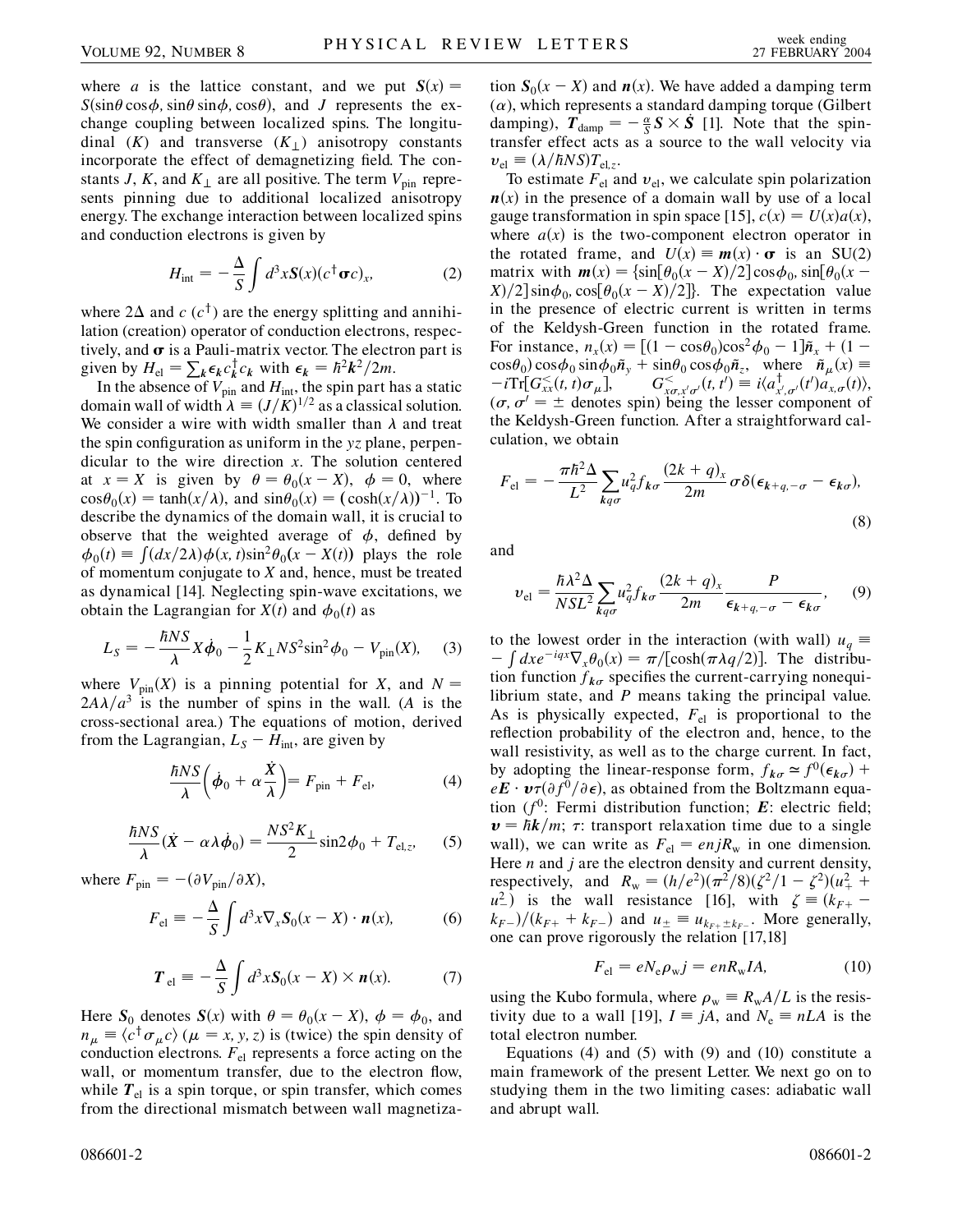where $a$ is the lattice constant, and we put $\boldsymbol{S}(x) = S(\sin\theta\cos\phi, \sin\theta\sin\phi, \cos\theta)$, and $J$ represents the exchange coupling between localized spins. The longitudinal ($K$) and transverse ($K_\perp$) anisotropy constants incorporate the effect of demagnetizing field. The constants $J$, $K$, and $K_\perp$ are all positive. The term $V_{\rm pin}$ represents pinning due to additional localized anisotropy energy. The exchange interaction between localized spins and conduction electrons is given by

$$H_{\rm int} = -\frac{\Delta}{S}\int d^3x \boldsymbol{S}(x)(c^\dagger \boldsymbol{\sigma} c)_x, \tag{2}$$

where $2\Delta$ and $c$ ($c^\dagger$) are the energy splitting and annihilation (creation) operator of conduction electrons, respectively, and $\boldsymbol{\sigma}$ is a Pauli-matrix vector. The electron part is given by $H_{\rm el} = \sum_{\boldsymbol{k}} \epsilon_{\boldsymbol{k}} c_{\boldsymbol{k}}^\dagger c_{\boldsymbol{k}}$ with $\epsilon_{\boldsymbol{k}} = \hbar^2 \boldsymbol{k}^2/2m$.

In the absence of $V_{\rm pin}$ and $H_{\rm int}$, the spin part has a static domain wall of width $\lambda \equiv (J/K)^{1/2}$ as a classical solution. We consider a wire with width smaller than $\lambda$ and treat the spin configuration as uniform in the $yz$ plane, perpendicular to the wire direction $x$. The solution centered at $x = X$ is given by $\theta = \theta_0(x - X)$, $\phi = 0$, where $\cos\theta_0(x) = \tanh(x/\lambda)$, and $\sin\theta_0(x) = (\cosh(x/\lambda))^{-1}$. To describe the dynamics of the domain wall, it is crucial to observe that the weighted average of $\phi$, defined by $\phi_0(t) \equiv \int (dx/2\lambda)\phi(x,t)\sin^2\theta_0(x - X(t))$ plays the role of momentum conjugate to $X$ and, hence, must be treated as dynamical [14]. Neglecting spin-wave excitations, we obtain the Lagrangian for $X(t)$ and $\phi_0(t)$ as

$$L_S = -\frac{\hbar NS}{\lambda} X\dot{\phi}_0 - \frac{1}{2}K_\perp NS^2 \sin^2\phi_0 - V_{\rm pin}(X), \tag{3}$$

where $V_{\rm pin}(X)$ is a pinning potential for $X$, and $N = 2A\lambda/a^3$ is the number of spins in the wall. ($A$ is the cross-sectional area.) The equations of motion, derived from the Lagrangian, $L_S - H_{\rm int}$, are given by

$$\frac{\hbar NS}{\lambda}\left(\dot{\phi}_0 + \alpha\frac{\dot{X}}{\lambda}\right) = F_{\rm pin} + F_{\rm el}, \tag{4}$$

$$\frac{\hbar NS}{\lambda}(\dot{X} - \alpha\lambda\dot{\phi}_0) = \frac{NS^2K_\perp}{2}\sin 2\phi_0 + T_{{\rm el},z}, \tag{5}$$

where $F_{\rm pin} = -(\partial V_{\rm pin}/\partial X)$,

$$F_{\rm el} \equiv -\frac{\Delta}{S}\int d^3x \nabla_x \boldsymbol{S}_0(x - X)\cdot \boldsymbol{n}(x), \tag{6}$$

$$\boldsymbol{T}_{\rm el} \equiv -\frac{\Delta}{S}\int d^3x \boldsymbol{S}_0(x - X)\times \boldsymbol{n}(x). \tag{7}$$

Here $\boldsymbol{S}_0$ denotes $\boldsymbol{S}(x)$ with $\theta = \theta_0(x - X)$, $\phi = \phi_0$, and $n_\mu \equiv \langle c^\dagger \sigma_\mu c\rangle$ ($\mu = x, y, z$) is (twice) the spin density of conduction electrons. $F_{\rm el}$ represents a force acting on the wall, or momentum transfer, due to the electron flow, while $\boldsymbol{T}_{\rm el}$ is a spin torque, or spin transfer, which comes from the directional mismatch between wall magnetization $\boldsymbol{S}_0(x - X)$ and $\boldsymbol{n}(x)$. We have added a damping term ($\alpha$), which represents a standard damping torque (Gilbert damping), $\boldsymbol{T}_{\rm damp} = -\frac{\alpha}{S}\boldsymbol{S}\times\dot{\boldsymbol{S}}$ [1]. Note that the spin-transfer effect acts as a source to the wall velocity via $v_{\rm el} \equiv (\lambda/\hbar NS)T_{{\rm el},z}$.

To estimate $F_{\rm el}$ and $v_{\rm el}$, we calculate spin polarization $\boldsymbol{n}(x)$ in the presence of a domain wall by use of a local gauge transformation in spin space [15], $c(x) = U(x)a(x)$, where $a(x)$ is the two-component electron operator in the rotated frame, and $U(x) \equiv \boldsymbol{m}(x)\cdot\boldsymbol{\sigma}$ is an SU(2) matrix with $\boldsymbol{m}(x) = \{\sin[\theta_0(x - X)/2]\cos\phi_0, \sin[\theta_0(x - X)/2]\sin\phi_0, \cos[\theta_0(x - X)/2]\}$. The expectation value in the presence of electric current is written in terms of the Keldysh-Green function in the rotated frame. For instance, $n_x(x) = [(1 - \cos\theta_0)\cos^2\phi_0 - 1]\tilde{n}_x + (1 - \cos\theta_0)\cos\phi_0\sin\phi_0\tilde{n}_y + \sin\theta_0\cos\phi_0\tilde{n}_z$, where $\tilde{n}_\mu(x) \equiv -i{\rm Tr}[G_{xx}^<(t,t)\sigma_\mu]$, $G^<_{x\sigma,x'\sigma'}(t,t') \equiv i\langle a^\dagger_{x',\sigma'}(t')a_{x,\sigma}(t)\rangle$, ($\sigma, \sigma' = \pm$ denotes spin) being the lesser component of the Keldysh-Green function. After a straightforward calculation, we obtain

$$F_{\rm el} = -\frac{\pi\hbar^2\Delta}{L^2}\sum_{kq\sigma}u_q^2 f_{k\sigma}\frac{(2k+q)_x}{2m}\sigma\delta(\epsilon_{k+q,-\sigma} - \epsilon_{k\sigma}), \tag{8}$$

and

$$v_{\rm el} = \frac{\hbar\lambda^2\Delta}{NSL^2}\sum_{kq\sigma}u_q^2 f_{k\sigma}\frac{(2k+q)_x}{2m}\frac{P}{\epsilon_{k+q,-\sigma} - \epsilon_{k\sigma}}, \tag{9}$$

to the lowest order in the interaction (with wall) $u_q \equiv -\int dx e^{-iqx}\nabla_x\theta_0(x) = \pi/[\cosh(\pi\lambda q/2)]$. The distribution function $f_{k\sigma}$ specifies the current-carrying nonequilibrium state, and $P$ means taking the principal value. As is physically expected, $F_{\rm el}$ is proportional to the reflection probability of the electron and, hence, to the wall resistivity, as well as to the charge current. In fact, by adopting the linear-response form, $f_{k\sigma} \simeq f^0(\epsilon_{k\sigma}) + e\boldsymbol{E}\cdot\boldsymbol{v}\tau(\partial f^0/\partial\epsilon)$, as obtained from the Boltzmann equation ($f^0$: Fermi distribution function; $\boldsymbol{E}$: electric field; $\boldsymbol{v} = \hbar\boldsymbol{k}/m$; $\tau$: transport relaxation time due to a single wall), we can write as $F_{\rm el} = enjR_{\rm w}$ in one dimension. Here $n$ and $j$ are the electron density and current density, respectively, and $R_{\rm w} = (h/e^2)(\pi^2/8)(\zeta^2/1 - \zeta^2)(u_+^2 + u_-^2)$ is the wall resistance [16], with $\zeta \equiv (k_{F+} - k_{F-})/(k_{F+} + k_{F-})$ and $u_\pm \equiv u_{k_{F+}\pm k_{F-}}$. More generally, one can prove rigorously the relation [17,18]

$$F_{\rm el} = eN_e\rho_{\rm w}j = enR_{\rm w}IA, \tag{10}$$

using the Kubo formula, where $\rho_{\rm w} \equiv R_{\rm w}A/L$ is the resistivity due to a wall [19], $I \equiv jA$, and $N_e \equiv nLA$ is the total electron number.

Equations (4) and (5) with (9) and (10) constitute a main framework of the present Letter. We next go on to studying them in the two limiting cases: adiabatic wall and abrupt wall.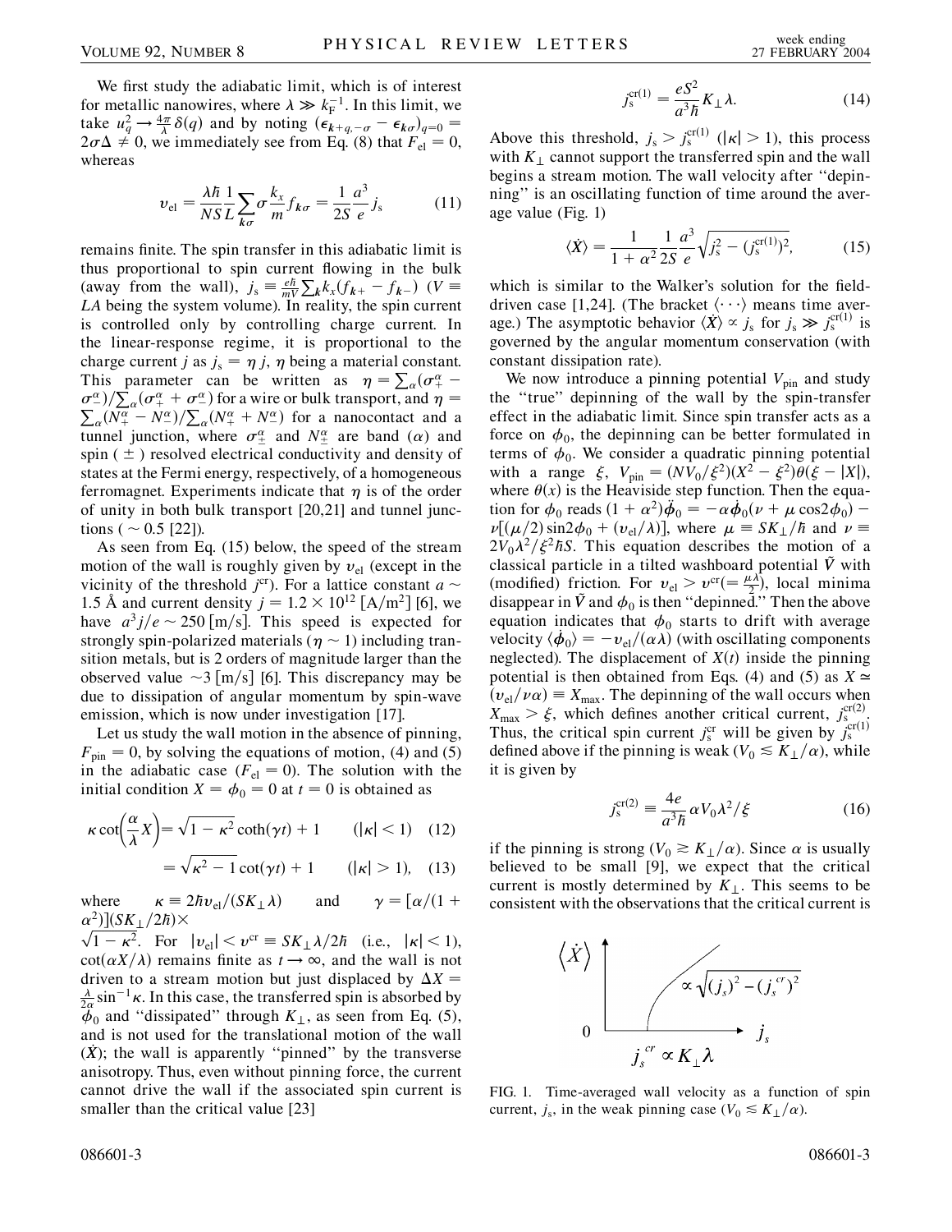We first study the adiabatic limit, which is of interest for metallic nanowires, where $\lambda \gg k_F^{-1}$. In this limit, we take $u_q^2 \to \frac{4\pi}{\lambda}\delta(q)$ and by noting $(\epsilon_{k+q,-\sigma} - \epsilon_{k\sigma})_{q=0} = 2\sigma\Delta \neq 0$, we immediately see from Eq. (8) that $F_{\rm el} = 0$, whereas

$$v_{\rm el} = \frac{\lambda\hbar}{NS}\frac{1}{L}\sum_{k\sigma}\sigma\frac{k_x}{m}f_{k\sigma} = \frac{1}{2S}\frac{a^3}{e}j_{\rm s} \tag{11}$$

remains finite. The spin transfer in this adiabatic limit is thus proportional to spin current flowing in the bulk (away from the wall), $j_{\rm s} \equiv \frac{e\hbar}{mV}\sum_k k_x(f_{k+} - f_{k-})$ ($V \equiv LA$ being the system volume). In reality, the spin current is controlled only by controlling charge current. In the linear-response regime, it is proportional to the charge current $j$ as $j_{\rm s} = \eta j$, $\eta$ being a material constant. This parameter can be written as $\eta = \sum_\alpha(\sigma_+^\alpha - \sigma_-^\alpha)/\sum_\alpha(\sigma_+^\alpha + \sigma_-^\alpha)$ for a wire or bulk transport, and $\eta = \sum_\alpha(N_+^\alpha - N_-^\alpha)/\sum_\alpha(N_+^\alpha + N_-^\alpha)$ for a nanocontact and a tunnel junction, where $\sigma_\pm^\alpha$ and $N_\pm^\alpha$ are band ($\alpha$) and spin ($\pm$) resolved electrical conductivity and density of states at the Fermi energy, respectively, of a homogeneous ferromagnet. Experiments indicate that $\eta$ is of the order of unity in both bulk transport [20,21] and tunnel junctions ($\sim 0.5$ [22]).

As seen from Eq. (15) below, the speed of the stream motion of the wall is roughly given by $v_{\rm el}$ (except in the vicinity of the threshold $j^{\rm cr}$). For a lattice constant $a \sim 1.5$ Å and current density $j = 1.2 \times 10^{12}$ [A/m$^2$] [6], we have $a^3 j/e \sim 250$ [m/s]. This speed is expected for strongly spin-polarized materials ($\eta \sim 1$) including transition metals, but is 2 orders of magnitude larger than the observed value $\sim 3$ [m/s] [6]. This discrepancy may be due to dissipation of angular momentum by spin-wave emission, which is now under investigation [17].

Let us study the wall motion in the absence of pinning, $F_{\rm pin} = 0$, by solving the equations of motion, (4) and (5) in the adiabatic case ($F_{\rm el} = 0$). The solution with the initial condition $X = \phi_0 = 0$ at $t = 0$ is obtained as

$$\kappa\cot\left(\frac{\alpha}{\lambda}X\right) = \sqrt{1-\kappa^2}\coth(\gamma t) + 1 \qquad (|\kappa| < 1) \tag{12}$$

$$= \sqrt{\kappa^2 - 1}\cot(\gamma t) + 1 \qquad (|\kappa| > 1), \tag{13}$$

where $\kappa \equiv 2\hbar v_{\rm el}/(SK_\perp\lambda)$ and $\gamma = [\alpha/(1+\alpha^2)](SK_\perp/2\hbar)\times\sqrt{1-\kappa^2}$. For $|v_{\rm el}| < v^{\rm cr} \equiv SK_\perp\lambda/2\hbar$ (i.e., $|\kappa| < 1$), $\cot(\alpha X/\lambda)$ remains finite as $t \to \infty$, and the wall is not driven to a stream motion but just displaced by $\Delta X = \frac{\lambda}{2\alpha}\sin^{-1}\kappa$. In this case, the transferred spin is absorbed by $\phi_0$ and "dissipated" through $K_\perp$, as seen from Eq. (5), and is not used for the translational motion of the wall ($\dot{X}$); the wall is apparently "pinned" by the transverse anisotropy. Thus, even without pinning force, the current cannot drive the wall if the associated spin current is smaller than the critical value [23]

$$j_{\rm s}^{\rm cr(1)} = \frac{eS^2}{a^3\hbar}K_\perp\lambda. \tag{14}$$

Above this threshold, $j_{\rm s} > j_{\rm s}^{\rm cr(1)}$ ($|\kappa| > 1$), this process with $K_\perp$ cannot support the transferred spin and the wall begins a stream motion. The wall velocity after "depinning" is an oscillating function of time around the average value (Fig. 1)

$$\langle\dot{X}\rangle = \frac{1}{1+\alpha^2}\frac{1}{2S}\frac{a^3}{e}\sqrt{j_{\rm s}^2 - (j_{\rm s}^{\rm cr(1)})^2}, \tag{15}$$

which is similar to the Walker's solution for the field-driven case [1,24]. (The bracket $\langle\cdots\rangle$ means time average.) The asymptotic behavior $\langle\dot{X}\rangle \propto j_{\rm s}$ for $j_{\rm s} \gg j_{\rm s}^{\rm cr(1)}$ is governed by the angular momentum conservation (with constant dissipation rate).

We now introduce a pinning potential $V_{\rm pin}$ and study the "true" depinning of the wall by the spin-transfer effect in the adiabatic limit. Since spin transfer acts as a force on $\phi_0$, the depinning can be better formulated in terms of $\phi_0$. We consider a quadratic pinning potential with a range $\xi$, $V_{\rm pin} = (NV_0/\xi^2)(X^2 - \xi^2)\theta(\xi - |X|)$, where $\theta(x)$ is the Heaviside step function. Then the equation for $\phi_0$ reads $(1+\alpha^2)\ddot{\phi}_0 = -\alpha\dot{\phi}_0(\nu + \mu\cos 2\phi_0) - \nu[(\mu/2)\sin 2\phi_0 + (v_{\rm el}/\lambda)]$, where $\mu \equiv SK_\perp/\hbar$ and $\nu \equiv 2V_0\lambda^2/\xi^2\hbar S$. This equation describes the motion of a classical particle in a tilted washboard potential $\tilde{V}$ with (modified) friction. For $v_{\rm el} > v^{\rm cr}(= \frac{\mu\lambda}{2})$, local minima disappear in $\tilde{V}$ and $\phi_0$ is then "depinned." Then the above equation indicates that $\phi_0$ starts to drift with average velocity $\langle\dot{\phi}_0\rangle = -v_{\rm el}/(\alpha\lambda)$ (with oscillating components neglected). The displacement of $X(t)$ inside the pinning potential is then obtained from Eqs. (4) and (5) as $X \simeq (v_{\rm el}/\nu\alpha) \equiv X_{\rm max}$. The depinning of the wall occurs when $X_{\rm max} > \xi$, which defines another critical current, $j_{\rm s}^{\rm cr(2)}$. Thus, the critical spin current $j_{\rm s}^{\rm cr}$ will be given by $j_{\rm s}^{\rm cr(1)}$ defined above if the pinning is weak ($V_0 \lesssim K_\perp/\alpha$), while it is given by

$$j_{\rm s}^{\rm cr(2)} \equiv \frac{4e}{a^3\hbar}\alpha V_0\lambda^2/\xi \tag{16}$$

if the pinning is strong ($V_0 \gtrsim K_\perp/\alpha$). Since $\alpha$ is usually believed to be small [9], we expect that the critical current is mostly determined by $K_\perp$. This seems to be consistent with the observations that the critical current is

FIG. 1. Time-averaged wall velocity as a function of spin current, $j_{\rm s}$, in the weak pinning case ($V_0 \lesssim K_\perp/\alpha$).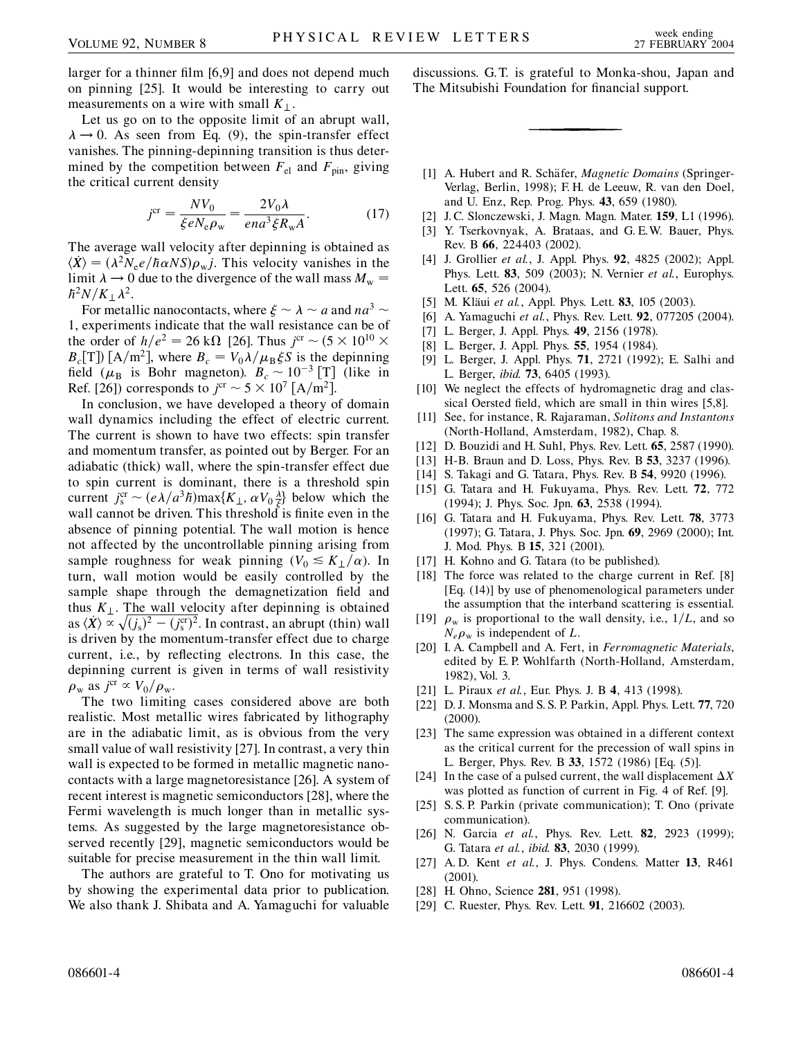larger for a thinner film [6,9] and does not depend much on pinning [25]. It would be interesting to carry out measurements on a wire with small $K_\perp$.

Let us go on to the opposite limit of an abrupt wall, $\lambda \to 0$. As seen from Eq. (9), the spin-transfer effect vanishes. The pinning-depinning transition is thus determined by the competition between $F_{\rm el}$ and $F_{\rm pin}$, giving the critical current density

$$j^{\rm cr} = \frac{NV_0}{\xi e N_{\rm e} \rho_{\rm w}} = \frac{2V_0 \lambda}{ena^3 \xi R_{\rm w} A}. \qquad (17)$$

The average wall velocity after depinning is obtained as $\langle \dot{X} \rangle = (\lambda^2 N_{\rm e} e/\hbar \alpha NS)\rho_{\rm w} j$. This velocity vanishes in the limit $\lambda \to 0$ due to the divergence of the wall mass $M_{\rm w} = \hbar^2 N/K_\perp \lambda^2$.

For metallic nanocontacts, where $\xi \sim \lambda \sim a$ and $na^3 \sim 1$, experiments indicate that the wall resistance can be of the order of $h/e^2 = 26\ {\rm k}\Omega$ [26]. Thus $j^{\rm cr} \sim (5 \times 10^{10} \times B_c[{\rm T}])\ [{\rm A/m^2}]$, where $B_c = V_0 \lambda/\mu_{\rm B} \xi S$ is the depinning field ($\mu_{\rm B}$ is Bohr magneton). $B_c \sim 10^{-3}$ [T] (like in Ref. [26]) corresponds to $j^{\rm cr} \sim 5 \times 10^7\ [{\rm A/m^2}]$.

In conclusion, we have developed a theory of domain wall dynamics including the effect of electric current. The current is shown to have two effects: spin transfer and momentum transfer, as pointed out by Berger. For an adiabatic (thick) wall, where the spin-transfer effect due to spin current is dominant, there is a threshold spin current $j_{\rm s}^{\rm cr} \sim (e\lambda/a^3\hbar)\max\{K_\perp, \alpha V_0 \frac{\lambda}{\xi}\}$ below which the wall cannot be driven. This threshold is finite even in the absence of pinning potential. The wall motion is hence not affected by the uncontrollable pinning arising from sample roughness for weak pinning ($V_0 \lesssim K_\perp/\alpha$). In turn, wall motion would be easily controlled by the sample shape through the demagnetization field and thus $K_\perp$. The wall velocity after depinning is obtained as $\langle \dot{X} \rangle \propto \sqrt{(j_{\rm s})^2 - (j_{\rm s}^{\rm cr})^2}$. In contrast, an abrupt (thin) wall is driven by the momentum-transfer effect due to charge current, i.e., by reflecting electrons. In this case, the depinning current is given in terms of wall resistivity $\rho_{\rm w}$ as $j^{\rm cr} \propto V_0/\rho_{\rm w}$.

The two limiting cases considered above are both realistic. Most metallic wires fabricated by lithography are in the adiabatic limit, as is obvious from the very small value of wall resistivity [27]. In contrast, a very thin wall is expected to be formed in metallic magnetic nanocontacts with a large magnetoresistance [26]. A system of recent interest is magnetic semiconductors [28], where the Fermi wavelength is much longer than in metallic systems. As suggested by the large magnetoresistance observed recently [29], magnetic semiconductors would be suitable for precise measurement in the thin wall limit.

The authors are grateful to T. Ono for motivating us by showing the experimental data prior to publication. We also thank J. Shibata and A. Yamaguchi for valuable discussions. G. T. is grateful to Monka-shou, Japan and The Mitsubishi Foundation for financial support.

---

[1] A. Hubert and R. Schäfer, *Magnetic Domains* (Springer-Verlag, Berlin, 1998); F. H. de Leeuw, R. van den Doel, and U. Enz, Rep. Prog. Phys. **43**, 659 (1980).

[2] J. C. Slonczewski, J. Magn. Magn. Mater. **159**, L1 (1996).

[3] Y. Tserkovnyak, A. Brataas, and G. E. W. Bauer, Phys. Rev. B **66**, 224403 (2002).

[4] J. Grollier *et al.*, J. Appl. Phys. **92**, 4825 (2002); Appl. Phys. Lett. **83**, 509 (2003); N. Vernier *et al.*, Europhys. Lett. **65**, 526 (2004).

[5] M. Kläui *et al.*, Appl. Phys. Lett. **83**, 105 (2003).

[6] A. Yamaguchi *et al.*, Phys. Rev. Lett. **92**, 077205 (2004).

[7] L. Berger, J. Appl. Phys. **49**, 2156 (1978).

[8] L. Berger, J. Appl. Phys. **55**, 1954 (1984).

[9] L. Berger, J. Appl. Phys. **71**, 2721 (1992); E. Salhi and L. Berger, *ibid.* **73**, 6405 (1993).

[10] We neglect the effects of hydromagnetic drag and classical Oersted field, which are small in thin wires [5,8].

[11] See, for instance, R. Rajaraman, *Solitons and Instantons* (North-Holland, Amsterdam, 1982), Chap. 8.

[12] D. Bouzidi and H. Suhl, Phys. Rev. Lett. **65**, 2587 (1990).

[13] H-B. Braun and D. Loss, Phys. Rev. B **53**, 3237 (1996).

[14] S. Takagi and G. Tatara, Phys. Rev. B **54**, 9920 (1996).

[15] G. Tatara and H. Fukuyama, Phys. Rev. Lett. **72**, 772 (1994); J. Phys. Soc. Jpn. **63**, 2538 (1994).

[16] G. Tatara and H. Fukuyama, Phys. Rev. Lett. **78**, 3773 (1997); G. Tatara, J. Phys. Soc. Jpn. **69**, 2969 (2000); Int. J. Mod. Phys. B **15**, 321 (2001).

[17] H. Kohno and G. Tatara (to be published).

[18] The force was related to the charge current in Ref. [8] [Eq. (14)] by use of phenomenological parameters under the assumption that the interband scattering is essential.

[19] $\rho_{\rm w}$ is proportional to the wall density, i.e., $1/L$, and so $N_e \rho_{\rm w}$ is independent of $L$.

[20] I. A. Campbell and A. Fert, in *Ferromagnetic Materials*, edited by E. P. Wohlfarth (North-Holland, Amsterdam, 1982), Vol. 3.

[21] L. Piraux *et al.*, Eur. Phys. J. B **4**, 413 (1998).

[22] D. J. Monsma and S. S. P. Parkin, Appl. Phys. Lett. **77**, 720 (2000).

[23] The same expression was obtained in a different context as the critical current for the precession of wall spins in L. Berger, Phys. Rev. B **33**, 1572 (1986) [Eq. (5)].

[24] In the case of a pulsed current, the wall displacement $\Delta X$ was plotted as function of current in Fig. 4 of Ref. [9].

[25] S. S. P. Parkin (private communication); T. Ono (private communication).

[26] N. Garcia *et al.*, Phys. Rev. Lett. **82**, 2923 (1999); G. Tatara *et al.*, *ibid.* **83**, 2030 (1999).

[27] A. D. Kent *et al.*, J. Phys. Condens. Matter **13**, R461 (2001).

[28] H. Ohno, Science **281**, 951 (1998).

[29] C. Ruester, Phys. Rev. Lett. **91**, 216602 (2003).